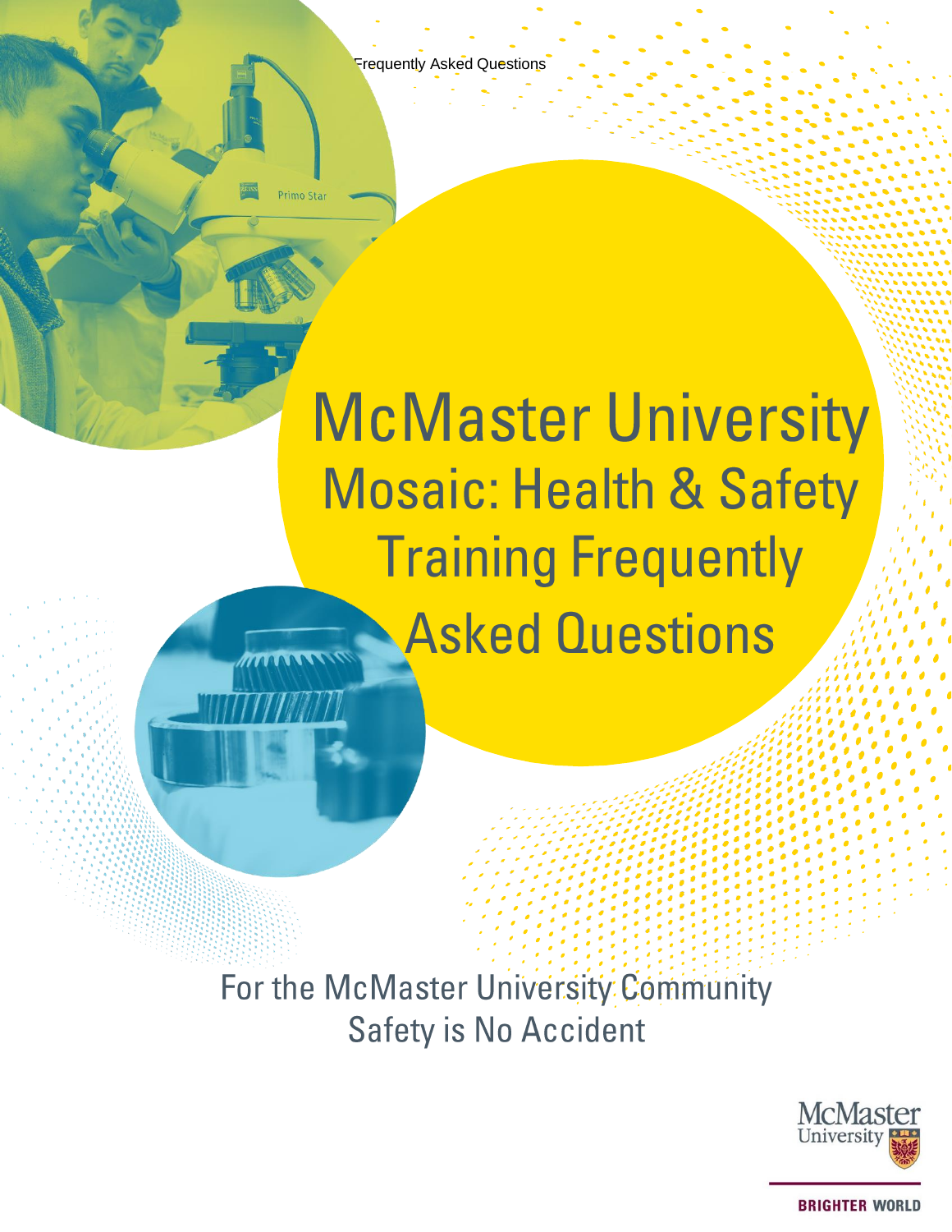# McMaster University

## Mosaic: Health & Safety Training Frequently Asked Questions

For the McMaster University Community

Safety is No Accident

McMaster University

BRIGHTER WORLD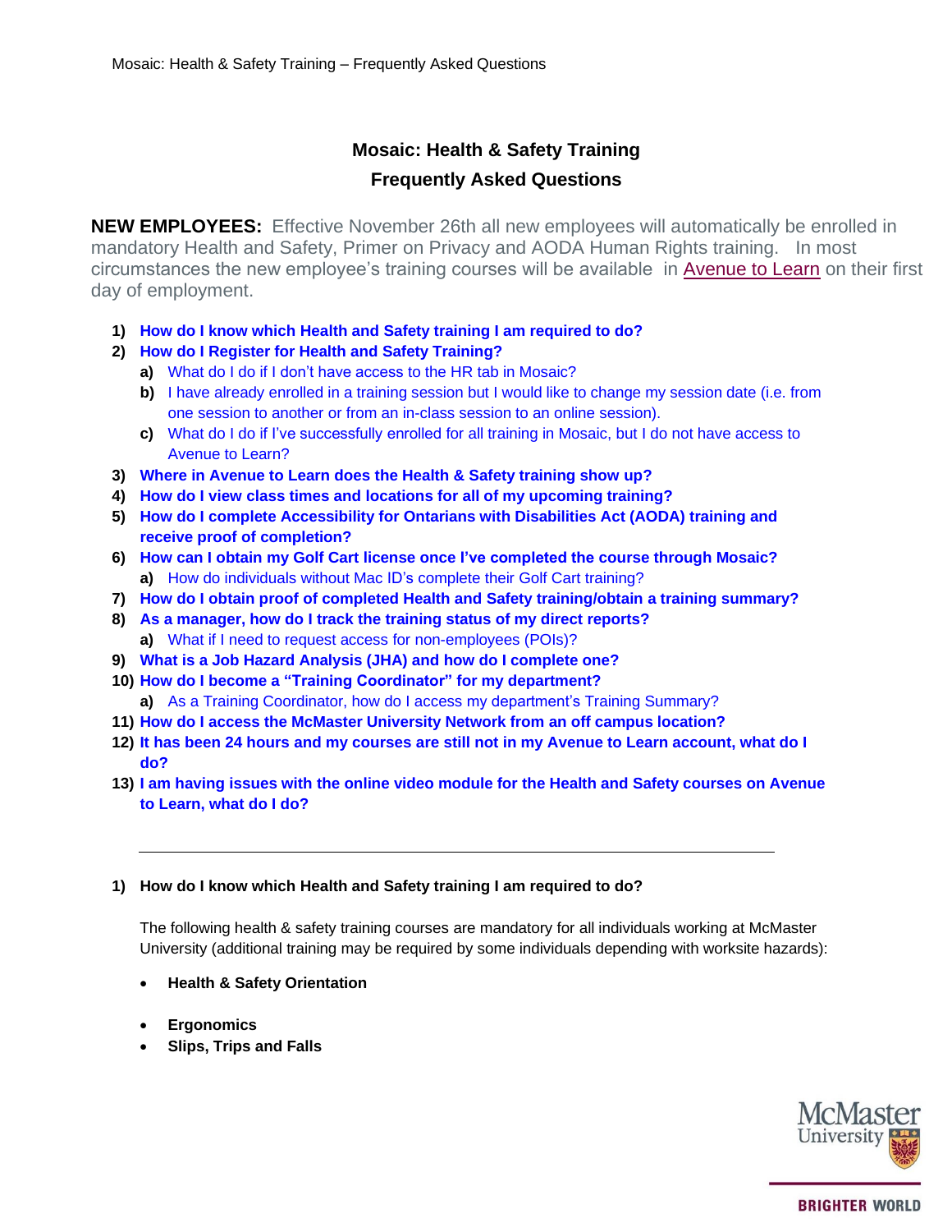# Mosaic: Health & Safety Training
## Frequently Asked Questions

**NEW EMPLOYEES:** Effective November 26th all new employees will automatically be enrolled in mandatory Health and Safety, Primer on Privacy and AODA Human Rights training. In most circumstances the new employee's training courses will be available in [Avenue to Learn]() on their first day of employment.

1) **How do I know which Health and Safety training I am required to do?**
2) **How do I Register for Health and Safety Training?**
   a) What do I do if I don't have access to the HR tab in Mosaic?
   b) I have already enrolled in a training session but I would like to change my session date (i.e. from one session to another or from an in-class session to an online session).
   c) What do I do if I've successfully enrolled for all training in Mosaic, but I do not have access to Avenue to Learn?
3) **Where in Avenue to Learn does the Health & Safety training show up?**
4) **How do I view class times and locations for all of my upcoming training?**
5) **How do I complete Accessibility for Ontarians with Disabilities Act (AODA) training and receive proof of completion?**
6) **How can I obtain my Golf Cart license once I've completed the course through Mosaic?**
   a) How do individuals without Mac ID's complete their Golf Cart training?
7) **How do I obtain proof of completed Health and Safety training/obtain a training summary?**
8) **As a manager, how do I track the training status of my direct reports?**
   a) What if I need to request access for non-employees (POIs)?
9) **What is a Job Hazard Analysis (JHA) and how do I complete one?**
10) **How do I become a "Training Coordinator" for my department?**
    a) As a Training Coordinator, how do I access my department's Training Summary?
11) **How do I access the McMaster University Network from an off campus location?**
12) **It has been 24 hours and my courses are still not in my Avenue to Learn account, what do I do?**
13) **I am having issues with the online video module for the Health and Safety courses on Avenue to Learn, what do I do?**

---

### 1) How do I know which Health and Safety training I am required to do?

The following health & safety training courses are mandatory for all individuals working at McMaster University (additional training may be required by some individuals depending with worksite hazards):

- **Health & Safety Orientation**
- **Ergonomics**
- **Slips, Trips and Falls**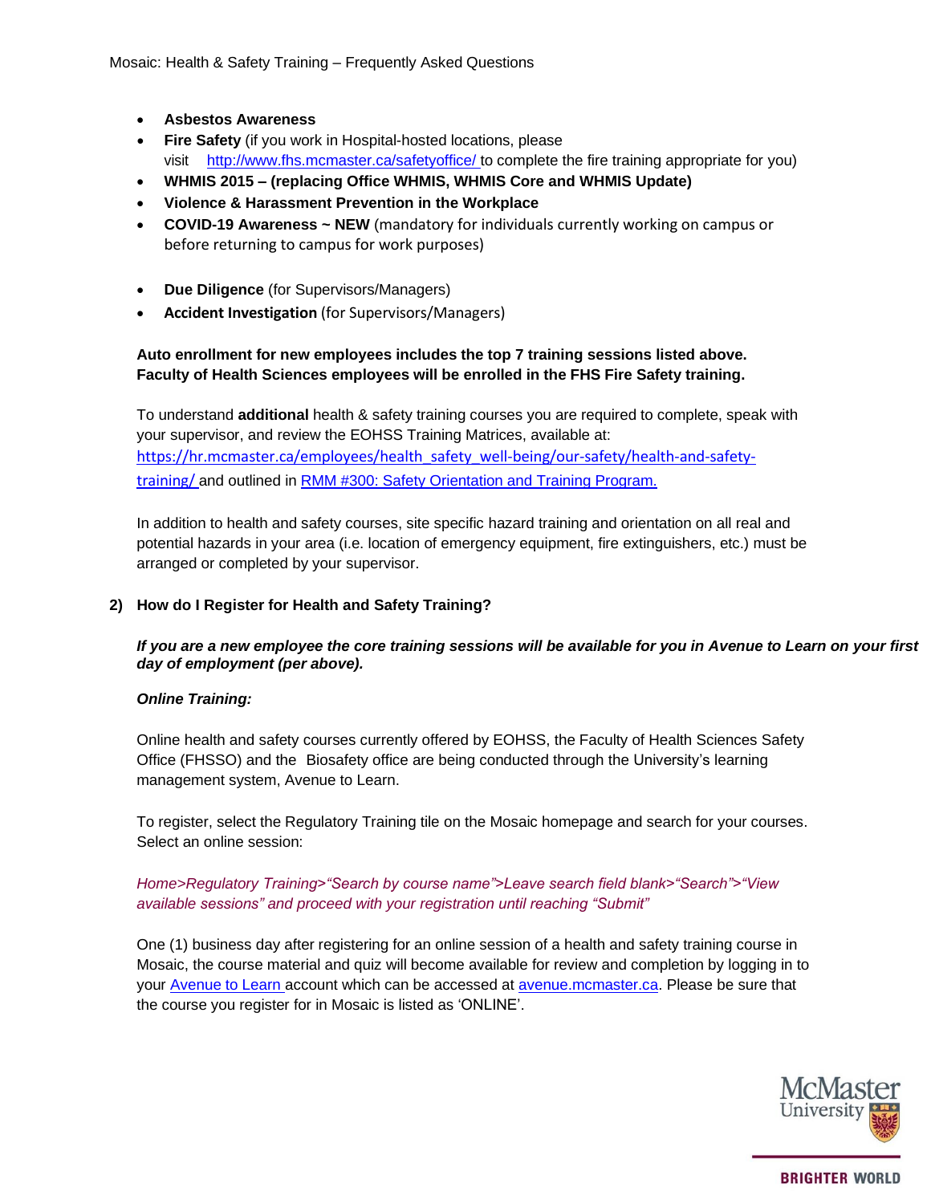- **Asbestos Awareness**
- **Fire Safety** (if you work in Hospital-hosted locations, please visit [http://www.fhs.mcmaster.ca/safetyoffice/](http://www.fhs.mcmaster.ca/safetyoffice/) to complete the fire training appropriate for you)
- **WHMIS 2015 – (replacing Office WHMIS, WHMIS Core and WHMIS Update)**
- **Violence & Harassment Prevention in the Workplace**
- **COVID-19 Awareness ~ NEW** (mandatory for individuals currently working on campus or before returning to campus for work purposes)
- **Due Diligence** (for Supervisors/Managers)
- **Accident Investigation** (for Supervisors/Managers)

**Auto enrollment for new employees includes the top 7 training sessions listed above. Faculty of Health Sciences employees will be enrolled in the FHS Fire Safety training.**

To understand **additional** health & safety training courses you are required to complete, speak with your supervisor, and review the EOHSS Training Matrices, available at: [https://hr.mcmaster.ca/employees/health_safety_well-being/our-safety/health-and-safety-training/](https://hr.mcmaster.ca/employees/health_safety_well-being/our-safety/health-and-safety-training/) and outlined in [RMM #300: Safety Orientation and Training Program.]()

In addition to health and safety courses, site specific hazard training and orientation on all real and potential hazards in your area (i.e. location of emergency equipment, fire extinguishers, etc.) must be arranged or completed by your supervisor.

## 2) How do I Register for Health and Safety Training?

***If you are a new employee the core training sessions will be available for you in Avenue to Learn on your first day of employment (per above).***

***Online Training:***

Online health and safety courses currently offered by EOHSS, the Faculty of Health Sciences Safety Office (FHSSO) and the Biosafety office are being conducted through the University's learning management system, Avenue to Learn.

To register, select the Regulatory Training tile on the Mosaic homepage and search for your courses. Select an online session:

*Home>Regulatory Training>"Search by course name">Leave search field blank>"Search">"View available sessions" and proceed with your registration until reaching "Submit"*

One (1) business day after registering for an online session of a health and safety training course in Mosaic, the course material and quiz will become available for review and completion by logging in to your [Avenue to Learn]() account which can be accessed at [avenue.mcmaster.ca](avenue.mcmaster.ca). Please be sure that the course you register for in Mosaic is listed as 'ONLINE'.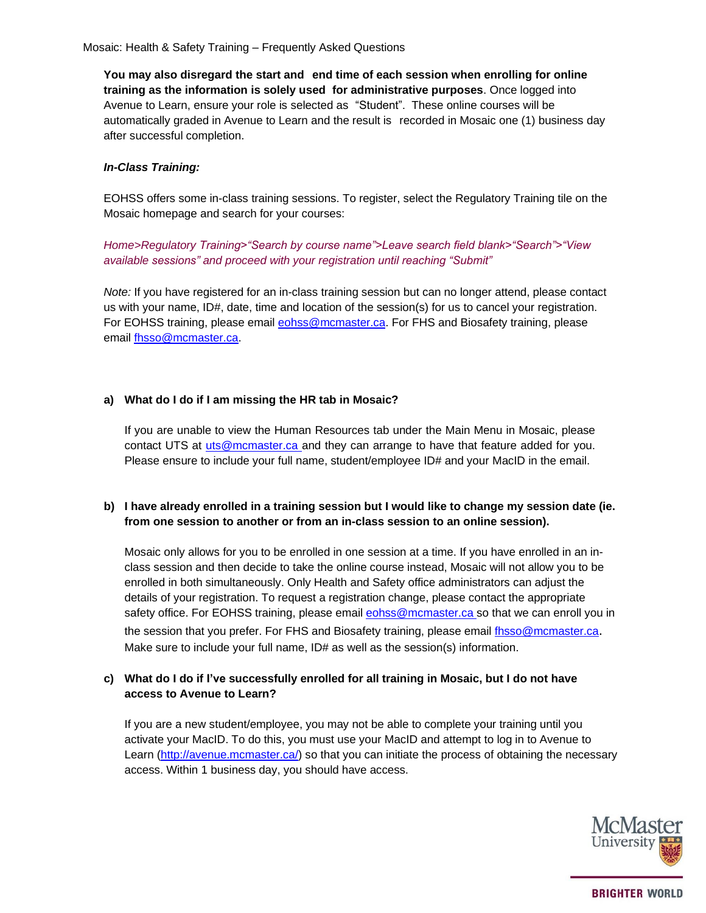**You may also disregard the start and end time of each session when enrolling for online training as the information is solely used for administrative purposes**. Once logged into Avenue to Learn, ensure your role is selected as "Student". These online courses will be automatically graded in Avenue to Learn and the result is recorded in Mosaic one (1) business day after successful completion.

***In-Class Training:***

EOHSS offers some in-class training sessions. To register, select the Regulatory Training tile on the Mosaic homepage and search for your courses:

*Home>Regulatory Training>"Search by course name">Leave search field blank>"Search">"View available sessions" and proceed with your registration until reaching "Submit"*

*Note:* If you have registered for an in-class training session but can no longer attend, please contact us with your name, ID#, date, time and location of the session(s) for us to cancel your registration. For EOHSS training, please email eohss@mcmaster.ca. For FHS and Biosafety training, please email fhsso@mcmaster.ca.

**a) What do I do if I am missing the HR tab in Mosaic?**

If you are unable to view the Human Resources tab under the Main Menu in Mosaic, please contact UTS at uts@mcmaster.ca and they can arrange to have that feature added for you. Please ensure to include your full name, student/employee ID# and your MacID in the email.

**b) I have already enrolled in a training session but I would like to change my session date (ie. from one session to another or from an in-class session to an online session).**

Mosaic only allows for you to be enrolled in one session at a time. If you have enrolled in an in-class session and then decide to take the online course instead, Mosaic will not allow you to be enrolled in both simultaneously. Only Health and Safety office administrators can adjust the details of your registration. To request a registration change, please contact the appropriate safety office. For EOHSS training, please email eohss@mcmaster.ca so that we can enroll you in the session that you prefer. For FHS and Biosafety training, please email fhsso@mcmaster.ca. Make sure to include your full name, ID# as well as the session(s) information.

**c) What do I do if I've successfully enrolled for all training in Mosaic, but I do not have access to Avenue to Learn?**

If you are a new student/employee, you may not be able to complete your training until you activate your MacID. To do this, you must use your MacID and attempt to log in to Avenue to Learn (http://avenue.mcmaster.ca/) so that you can initiate the process of obtaining the necessary access. Within 1 business day, you should have access.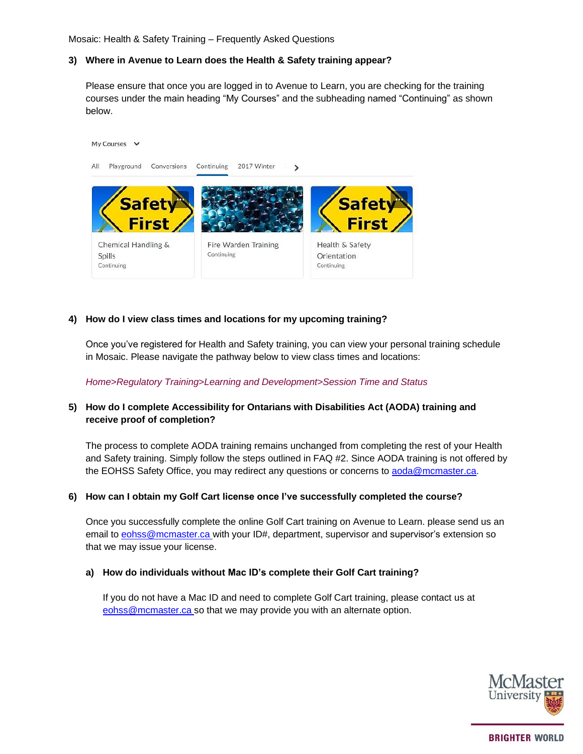### 3) Where in Avenue to Learn does the Health & Safety training appear?

Please ensure that once you are logged in to Avenue to Learn, you are checking for the training courses under the main heading "My Courses" and the subheading named "Continuing" as shown below.

### 4) How do I view class times and locations for my upcoming training?

Once you've registered for Health and Safety training, you can view your personal training schedule in Mosaic. Please navigate the pathway below to view class times and locations:

*Home>Regulatory Training>Learning and Development>Session Time and Status*

### 5) How do I complete Accessibility for Ontarians with Disabilities Act (AODA) training and receive proof of completion?

The process to complete AODA training remains unchanged from completing the rest of your Health and Safety training. Simply follow the steps outlined in FAQ #2. Since AODA training is not offered by the EOHSS Safety Office, you may redirect any questions or concerns to aoda@mcmaster.ca.

### 6) How can I obtain my Golf Cart license once I've successfully completed the course?

Once you successfully complete the online Golf Cart training on Avenue to Learn. please send us an email to eohss@mcmaster.ca with your ID#, department, supervisor and supervisor's extension so that we may issue your license.

#### a) How do individuals without Mac ID's complete their Golf Cart training?

If you do not have a Mac ID and need to complete Golf Cart training, please contact us at eohss@mcmaster.ca so that we may provide you with an alternate option.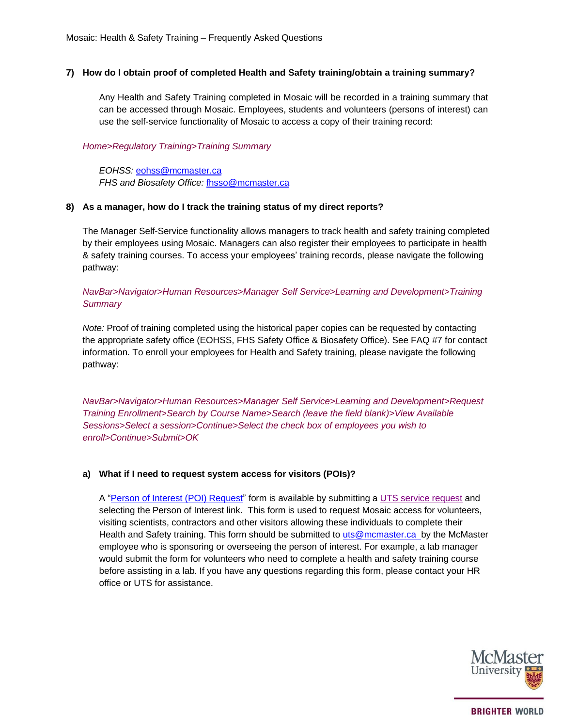### 7) How do I obtain proof of completed Health and Safety training/obtain a training summary?

Any Health and Safety Training completed in Mosaic will be recorded in a training summary that can be accessed through Mosaic. Employees, students and volunteers (persons of interest) can use the self-service functionality of Mosaic to access a copy of their training record:

*Home>Regulatory Training>Training Summary*

*EOHSS:* eohss@mcmaster.ca
*FHS and Biosafety Office:* fhsso@mcmaster.ca

### 8) As a manager, how do I track the training status of my direct reports?

The Manager Self-Service functionality allows managers to track health and safety training completed by their employees using Mosaic. Managers can also register their employees to participate in health & safety training courses. To access your employees' training records, please navigate the following pathway:

*NavBar>Navigator>Human Resources>Manager Self Service>Learning and Development>Training Summary*

*Note:* Proof of training completed using the historical paper copies can be requested by contacting the appropriate safety office (EOHSS, FHS Safety Office & Biosafety Office). See FAQ #7 for contact information. To enroll your employees for Health and Safety training, please navigate the following pathway:

*NavBar>Navigator>Human Resources>Manager Self Service>Learning and Development>Request Training Enrollment>Search by Course Name>Search (leave the field blank)>View Available Sessions>Select a session>Continue>Select the check box of employees you wish to enroll>Continue>Submit>OK*

#### a) What if I need to request system access for visitors (POIs)?

A "Person of Interest (POI) Request" form is available by submitting a UTS service request and selecting the Person of Interest link. This form is used to request Mosaic access for volunteers, visiting scientists, contractors and other visitors allowing these individuals to complete their Health and Safety training. This form should be submitted to uts@mcmaster.ca by the McMaster employee who is sponsoring or overseeing the person of interest. For example, a lab manager would submit the form for volunteers who need to complete a health and safety training course before assisting in a lab. If you have any questions regarding this form, please contact your HR office or UTS for assistance.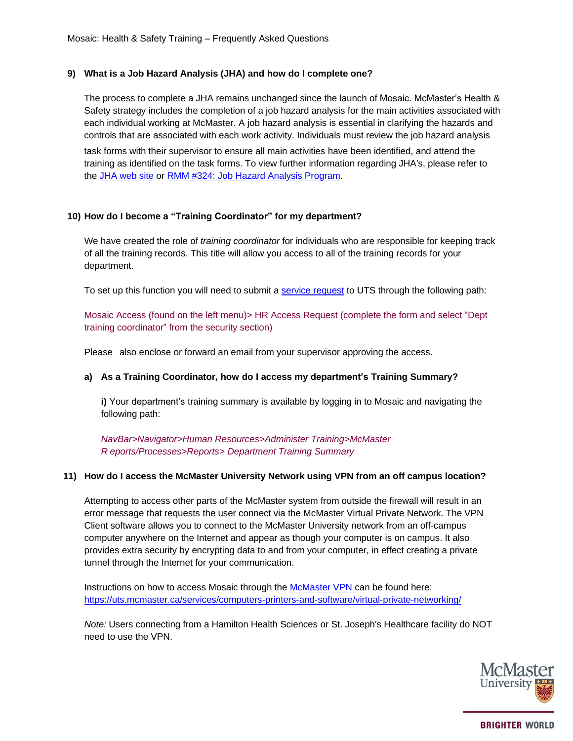**9) What is a Job Hazard Analysis (JHA) and how do I complete one?**

The process to complete a JHA remains unchanged since the launch of Mosaic. McMaster's Health & Safety strategy includes the completion of a job hazard analysis for the main activities associated with each individual working at McMaster. A job hazard analysis is essential in clarifying the hazards and controls that are associated with each work activity. Individuals must review the job hazard analysis task forms with their supervisor to ensure all main activities have been identified, and attend the training as identified on the task forms. To view further information regarding JHA's, please refer to the JHA web site or RMM #324: Job Hazard Analysis Program.

**10) How do I become a "Training Coordinator" for my department?**

We have created the role of *training coordinator* for individuals who are responsible for keeping track of all the training records. This title will allow you access to all of the training records for your department.

To set up this function you will need to submit a service request to UTS through the following path:

Mosaic Access (found on the left menu)> HR Access Request (complete the form and select "Dept training coordinator" from the security section)

Please also enclose or forward an email from your supervisor approving the access.

**a) As a Training Coordinator, how do I access my department's Training Summary?**

**i)** Your department's training summary is available by logging in to Mosaic and navigating the following path:

*NavBar>Navigator>Human Resources>Administer Training>McMaster Reports/Processes>Reports> Department Training Summary*

**11) How do I access the McMaster University Network using VPN from an off campus location?**

Attempting to access other parts of the McMaster system from outside the firewall will result in an error message that requests the user connect via the McMaster Virtual Private Network. The VPN Client software allows you to connect to the McMaster University network from an off-campus computer anywhere on the Internet and appear as though your computer is on campus. It also provides extra security by encrypting data to and from your computer, in effect creating a private tunnel through the Internet for your communication.

Instructions on how to access Mosaic through the McMaster VPN can be found here: https://uts.mcmaster.ca/services/computers-printers-and-software/virtual-private-networking/

*Note:* Users connecting from a Hamilton Health Sciences or St. Joseph's Healthcare facility do NOT need to use the VPN.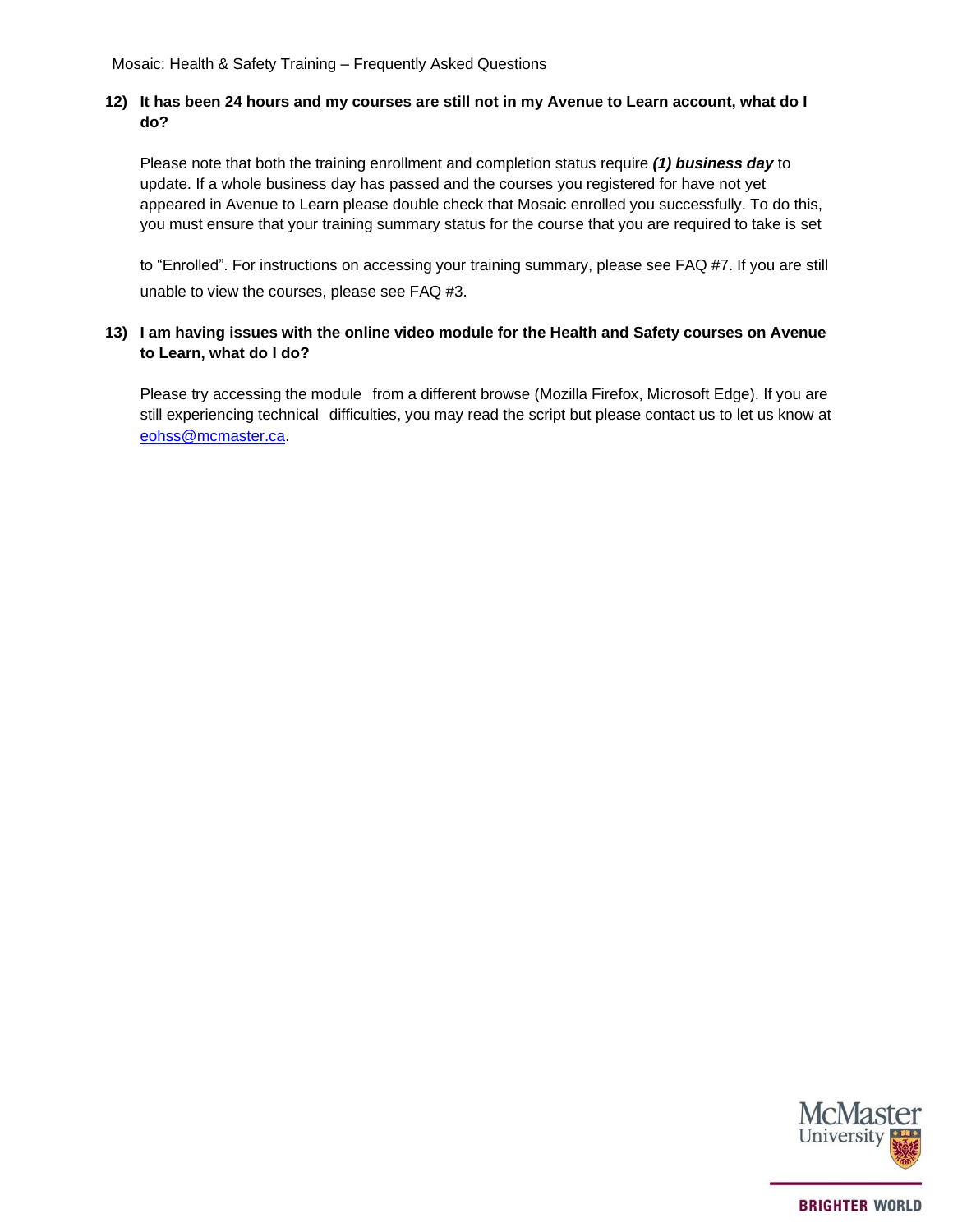**12) It has been 24 hours and my courses are still not in my Avenue to Learn account, what do I do?**

Please note that both the training enrollment and completion status require ***(1) business day*** to update. If a whole business day has passed and the courses you registered for have not yet appeared in Avenue to Learn please double check that Mosaic enrolled you successfully. To do this, you must ensure that your training summary status for the course that you are required to take is set to “Enrolled”. For instructions on accessing your training summary, please see FAQ #7. If you are still unable to view the courses, please see FAQ #3.

**13) I am having issues with the online video module for the Health and Safety courses on Avenue to Learn, what do I do?**

Please try accessing the module from a different browse (Mozilla Firefox, Microsoft Edge). If you are still experiencing technical difficulties, you may read the script but please contact us to let us know at eohss@mcmaster.ca.